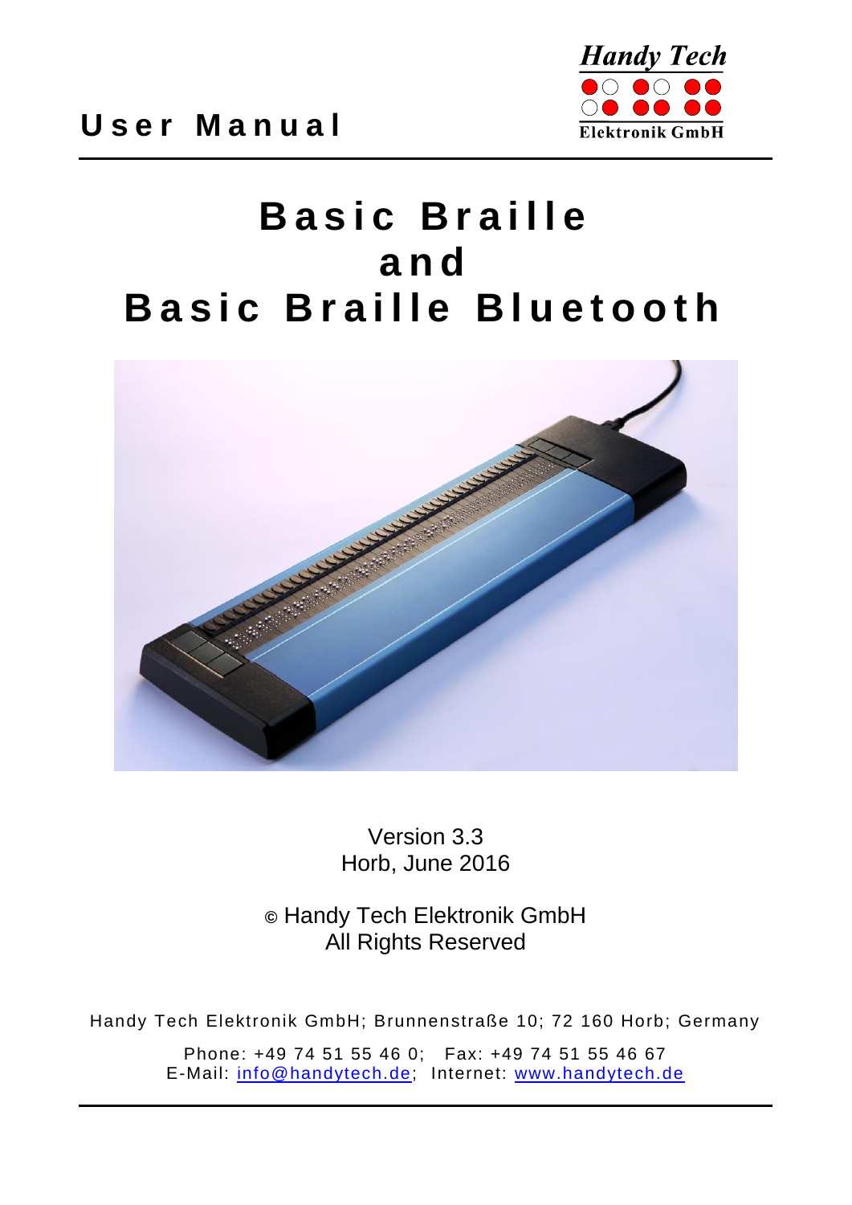User Manual

Handy Tech
Elektronik GmbH

# Basic Braille and Basic Braille Bluetooth

Version 3.3
Horb, June 2016

© Handy Tech Elektronik GmbH
All Rights Reserved

Handy Tech Elektronik GmbH; Brunnenstraße 10; 72 160 Horb; Germany

Phone: +49 74 51 55 46 0; Fax: +49 74 51 55 46 67
E-Mail: info@handytech.de; Internet: www.handytech.de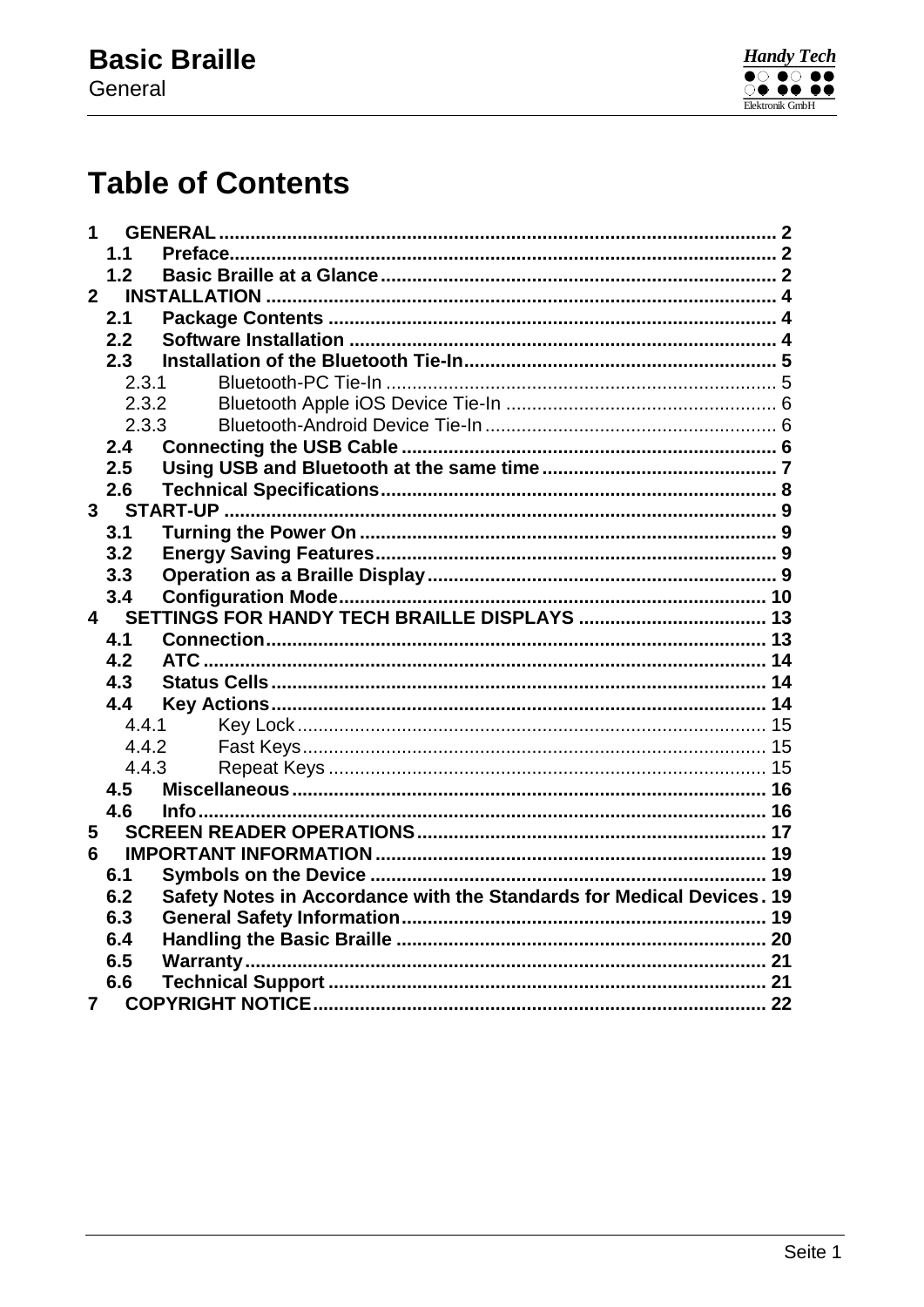# Table of Contents

1 GENERAL ........ 2
  1.1 Preface ........ 2
  1.2 Basic Braille at a Glance ........ 2
2 INSTALLATION ........ 4
  2.1 Package Contents ........ 4
  2.2 Software Installation ........ 4
  2.3 Installation of the Bluetooth Tie-In ........ 5
    2.3.1 Bluetooth-PC Tie-In ........ 5
    2.3.2 Bluetooth Apple iOS Device Tie-In ........ 6
    2.3.3 Bluetooth-Android Device Tie-In ........ 6
  2.4 Connecting the USB Cable ........ 6
  2.5 Using USB and Bluetooth at the same time ........ 7
  2.6 Technical Specifications ........ 8
3 START-UP ........ 9
  3.1 Turning the Power On ........ 9
  3.2 Energy Saving Features ........ 9
  3.3 Operation as a Braille Display ........ 9
  3.4 Configuration Mode ........ 10
4 SETTINGS FOR HANDY TECH BRAILLE DISPLAYS ........ 13
  4.1 Connection ........ 13
  4.2 ATC ........ 14
  4.3 Status Cells ........ 14
  4.4 Key Actions ........ 14
    4.4.1 Key Lock ........ 15
    4.4.2 Fast Keys ........ 15
    4.4.3 Repeat Keys ........ 15
  4.5 Miscellaneous ........ 16
  4.6 Info ........ 16
5 SCREEN READER OPERATIONS ........ 17
6 IMPORTANT INFORMATION ........ 19
  6.1 Symbols on the Device ........ 19
  6.2 Safety Notes in Accordance with the Standards for Medical Devices ........ 19
  6.3 General Safety Information ........ 19
  6.4 Handling the Basic Braille ........ 20
  6.5 Warranty ........ 21
  6.6 Technical Support ........ 21
7 COPYRIGHT NOTICE ........ 22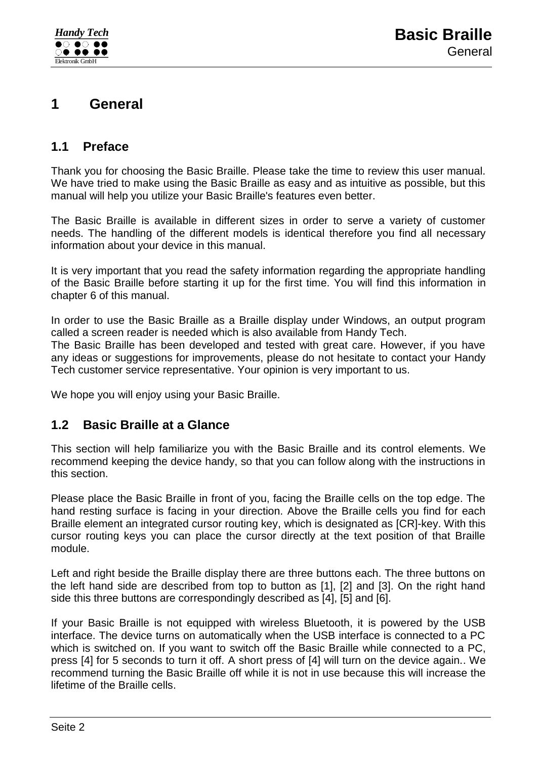# 1 General

## 1.1 Preface

Thank you for choosing the Basic Braille. Please take the time to review this user manual. We have tried to make using the Basic Braille as easy and as intuitive as possible, but this manual will help you utilize your Basic Braille's features even better.

The Basic Braille is available in different sizes in order to serve a variety of customer needs. The handling of the different models is identical therefore you find all necessary information about your device in this manual.

It is very important that you read the safety information regarding the appropriate handling of the Basic Braille before starting it up for the first time. You will find this information in chapter 6 of this manual.

In order to use the Basic Braille as a Braille display under Windows, an output program called a screen reader is needed which is also available from Handy Tech.
The Basic Braille has been developed and tested with great care. However, if you have any ideas or suggestions for improvements, please do not hesitate to contact your Handy Tech customer service representative. Your opinion is very important to us.

We hope you will enjoy using your Basic Braille.

## 1.2 Basic Braille at a Glance

This section will help familiarize you with the Basic Braille and its control elements. We recommend keeping the device handy, so that you can follow along with the instructions in this section.

Please place the Basic Braille in front of you, facing the Braille cells on the top edge. The hand resting surface is facing in your direction. Above the Braille cells you find for each Braille element an integrated cursor routing key, which is designated as [CR]-key. With this cursor routing keys you can place the cursor directly at the text position of that Braille module.

Left and right beside the Braille display there are three buttons each. The three buttons on the left hand side are described from top to button as [1], [2] and [3]. On the right hand side this three buttons are correspondingly described as [4], [5] and [6].

If your Basic Braille is not equipped with wireless Bluetooth, it is powered by the USB interface. The device turns on automatically when the USB interface is connected to a PC which is switched on. If you want to switch off the Basic Braille while connected to a PC, press [4] for 5 seconds to turn it off. A short press of [4] will turn on the device again.. We recommend turning the Basic Braille off while it is not in use because this will increase the lifetime of the Braille cells.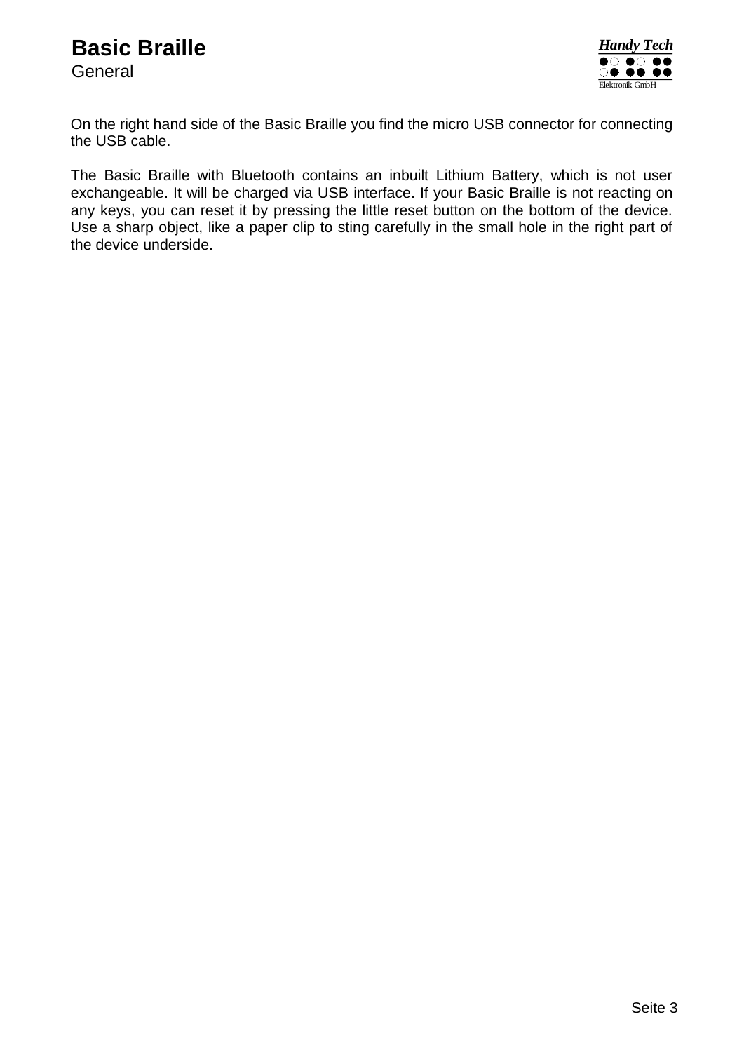On the right hand side of the Basic Braille you find the micro USB connector for connecting the USB cable.

The Basic Braille with Bluetooth contains an inbuilt Lithium Battery, which is not user exchangeable. It will be charged via USB interface. If your Basic Braille is not reacting on any keys, you can reset it by pressing the little reset button on the bottom of the device. Use a sharp object, like a paper clip to sting carefully in the small hole in the right part of the device underside.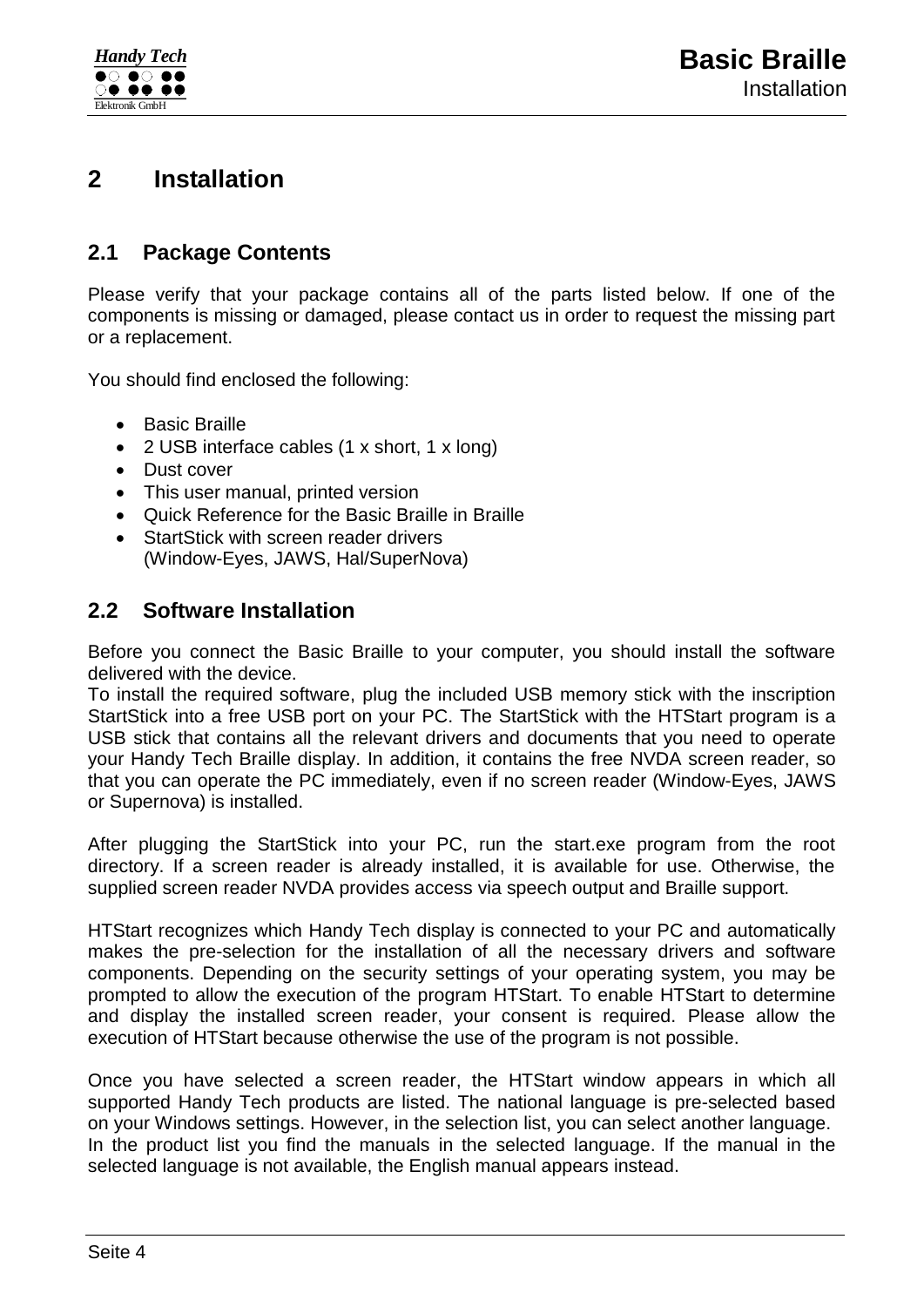# 2 Installation

## 2.1 Package Contents

Please verify that your package contains all of the parts listed below. If one of the components is missing or damaged, please contact us in order to request the missing part or a replacement.

You should find enclosed the following:

- Basic Braille
- 2 USB interface cables (1 x short, 1 x long)
- Dust cover
- This user manual, printed version
- Quick Reference for the Basic Braille in Braille
- StartStick with screen reader drivers
  (Window-Eyes, JAWS, Hal/SuperNova)

## 2.2 Software Installation

Before you connect the Basic Braille to your computer, you should install the software delivered with the device.
To install the required software, plug the included USB memory stick with the inscription StartStick into a free USB port on your PC. The StartStick with the HTStart program is a USB stick that contains all the relevant drivers and documents that you need to operate your Handy Tech Braille display. In addition, it contains the free NVDA screen reader, so that you can operate the PC immediately, even if no screen reader (Window-Eyes, JAWS or Supernova) is installed.

After plugging the StartStick into your PC, run the start.exe program from the root directory. If a screen reader is already installed, it is available for use. Otherwise, the supplied screen reader NVDA provides access via speech output and Braille support.

HTStart recognizes which Handy Tech display is connected to your PC and automatically makes the pre-selection for the installation of all the necessary drivers and software components. Depending on the security settings of your operating system, you may be prompted to allow the execution of the program HTStart. To enable HTStart to determine and display the installed screen reader, your consent is required. Please allow the execution of HTStart because otherwise the use of the program is not possible.

Once you have selected a screen reader, the HTStart window appears in which all supported Handy Tech products are listed. The national language is pre-selected based on your Windows settings. However, in the selection list, you can select another language.
In the product list you find the manuals in the selected language. If the manual in the selected language is not available, the English manual appears instead.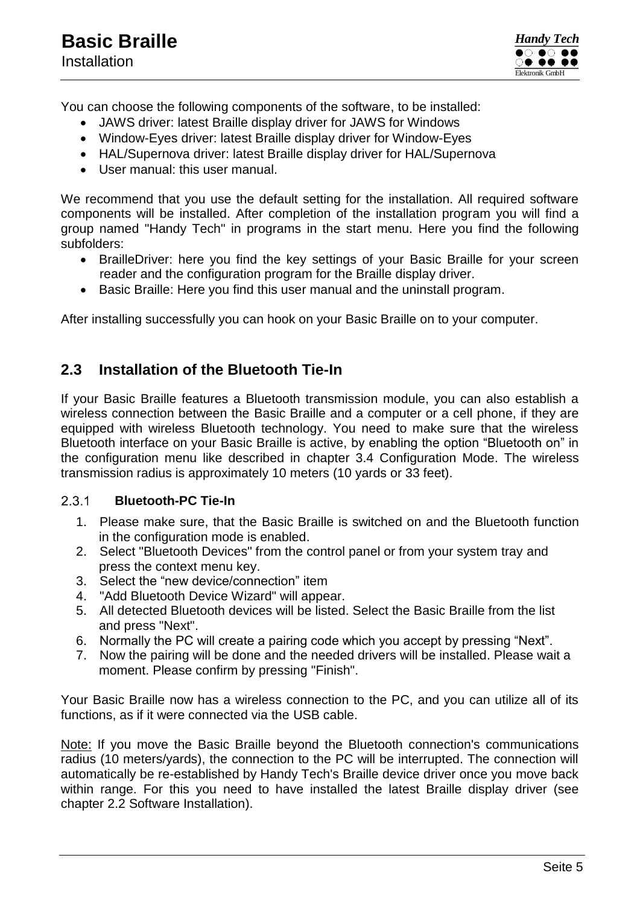You can choose the following components of the software, to be installed:

- JAWS driver: latest Braille display driver for JAWS for Windows
- Window-Eyes driver: latest Braille display driver for Window-Eyes
- HAL/Supernova driver: latest Braille display driver for HAL/Supernova
- User manual: this user manual.

We recommend that you use the default setting for the installation. All required software components will be installed. After completion of the installation program you will find a group named "Handy Tech" in programs in the start menu. Here you find the following subfolders:

- BrailleDriver: here you find the key settings of your Basic Braille for your screen reader and the configuration program for the Braille display driver.
- Basic Braille: Here you find this user manual and the uninstall program.

After installing successfully you can hook on your Basic Braille on to your computer.

## 2.3 Installation of the Bluetooth Tie-In

If your Basic Braille features a Bluetooth transmission module, you can also establish a wireless connection between the Basic Braille and a computer or a cell phone, if they are equipped with wireless Bluetooth technology. You need to make sure that the wireless Bluetooth interface on your Basic Braille is active, by enabling the option “Bluetooth on” in the configuration menu like described in chapter 3.4 Configuration Mode. The wireless transmission radius is approximately 10 meters (10 yards or 33 feet).

### 2.3.1 Bluetooth-PC Tie-In

1. Please make sure, that the Basic Braille is switched on and the Bluetooth function in the configuration mode is enabled.
2. Select "Bluetooth Devices" from the control panel or from your system tray and press the context menu key.
3. Select the “new device/connection” item
4. "Add Bluetooth Device Wizard" will appear.
5. All detected Bluetooth devices will be listed. Select the Basic Braille from the list and press "Next".
6. Normally the PC will create a pairing code which you accept by pressing “Next”.
7. Now the pairing will be done and the needed drivers will be installed. Please wait a moment. Please confirm by pressing "Finish".

Your Basic Braille now has a wireless connection to the PC, and you can utilize all of its functions, as if it were connected via the USB cable.

Note: If you move the Basic Braille beyond the Bluetooth connection's communications radius (10 meters/yards), the connection to the PC will be interrupted. The connection will automatically be re-established by Handy Tech's Braille device driver once you move back within range. For this you need to have installed the latest Braille display driver (see chapter 2.2 Software Installation).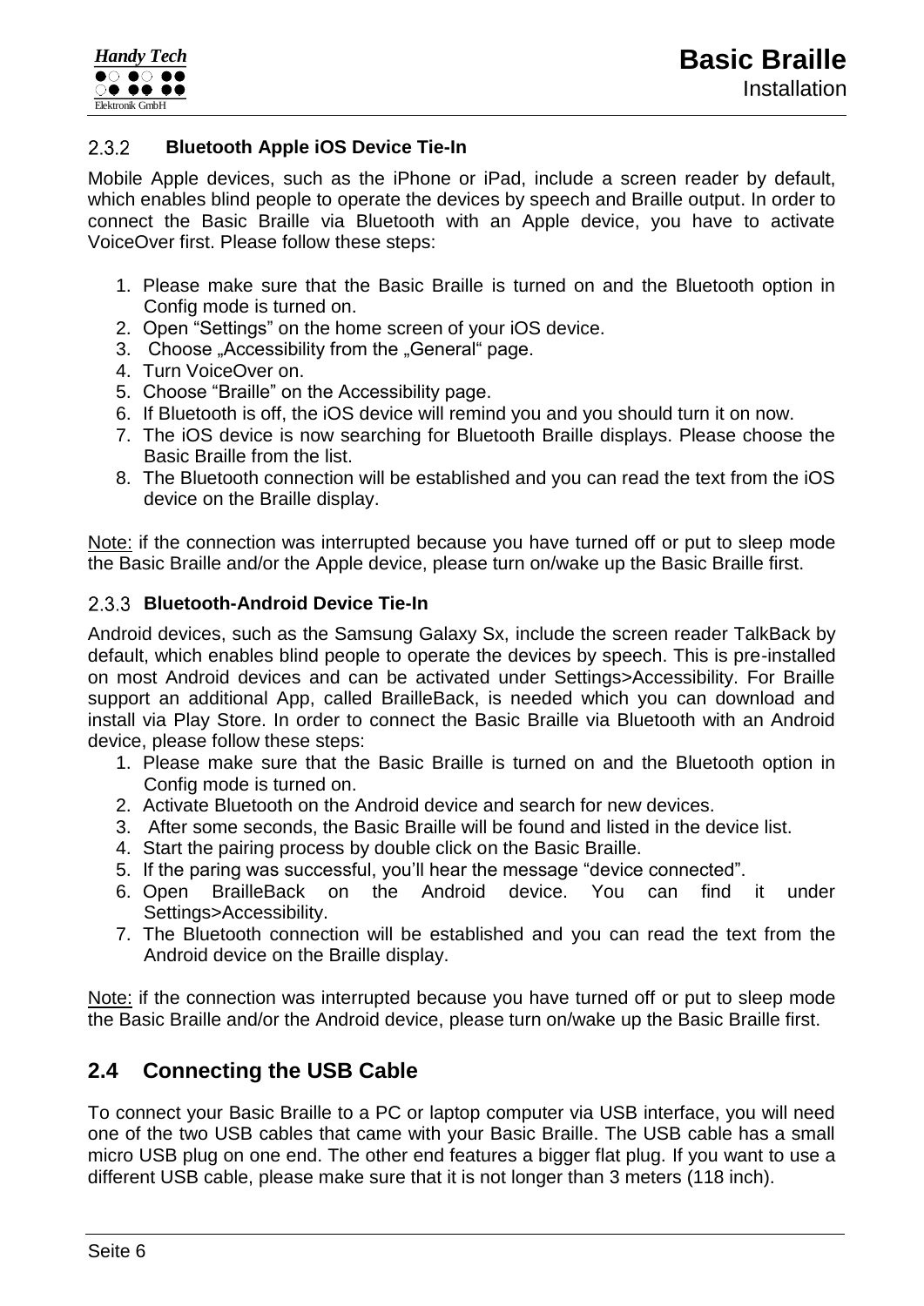### 2.3.2 Bluetooth Apple iOS Device Tie-In

Mobile Apple devices, such as the iPhone or iPad, include a screen reader by default, which enables blind people to operate the devices by speech and Braille output. In order to connect the Basic Braille via Bluetooth with an Apple device, you have to activate VoiceOver first. Please follow these steps:

1. Please make sure that the Basic Braille is turned on and the Bluetooth option in Config mode is turned on.
2. Open "Settings" on the home screen of your iOS device.
3. Choose „Accessibility from the „General" page.
4. Turn VoiceOver on.
5. Choose "Braille" on the Accessibility page.
6. If Bluetooth is off, the iOS device will remind you and you should turn it on now.
7. The iOS device is now searching for Bluetooth Braille displays. Please choose the Basic Braille from the list.
8. The Bluetooth connection will be established and you can read the text from the iOS device on the Braille display.

Note: if the connection was interrupted because you have turned off or put to sleep mode the Basic Braille and/or the Apple device, please turn on/wake up the Basic Braille first.

### 2.3.3 Bluetooth-Android Device Tie-In

Android devices, such as the Samsung Galaxy Sx, include the screen reader TalkBack by default, which enables blind people to operate the devices by speech. This is pre-installed on most Android devices and can be activated under Settings>Accessibility. For Braille support an additional App, called BrailleBack, is needed which you can download and install via Play Store. In order to connect the Basic Braille via Bluetooth with an Android device, please follow these steps:

1. Please make sure that the Basic Braille is turned on and the Bluetooth option in Config mode is turned on.
2. Activate Bluetooth on the Android device and search for new devices.
3. After some seconds, the Basic Braille will be found and listed in the device list.
4. Start the pairing process by double click on the Basic Braille.
5. If the paring was successful, you'll hear the message "device connected".
6. Open BrailleBack on the Android device. You can find it under Settings>Accessibility.
7. The Bluetooth connection will be established and you can read the text from the Android device on the Braille display.

Note: if the connection was interrupted because you have turned off or put to sleep mode the Basic Braille and/or the Android device, please turn on/wake up the Basic Braille first.

## 2.4 Connecting the USB Cable

To connect your Basic Braille to a PC or laptop computer via USB interface, you will need one of the two USB cables that came with your Basic Braille. The USB cable has a small micro USB plug on one end. The other end features a bigger flat plug. If you want to use a different USB cable, please make sure that it is not longer than 3 meters (118 inch).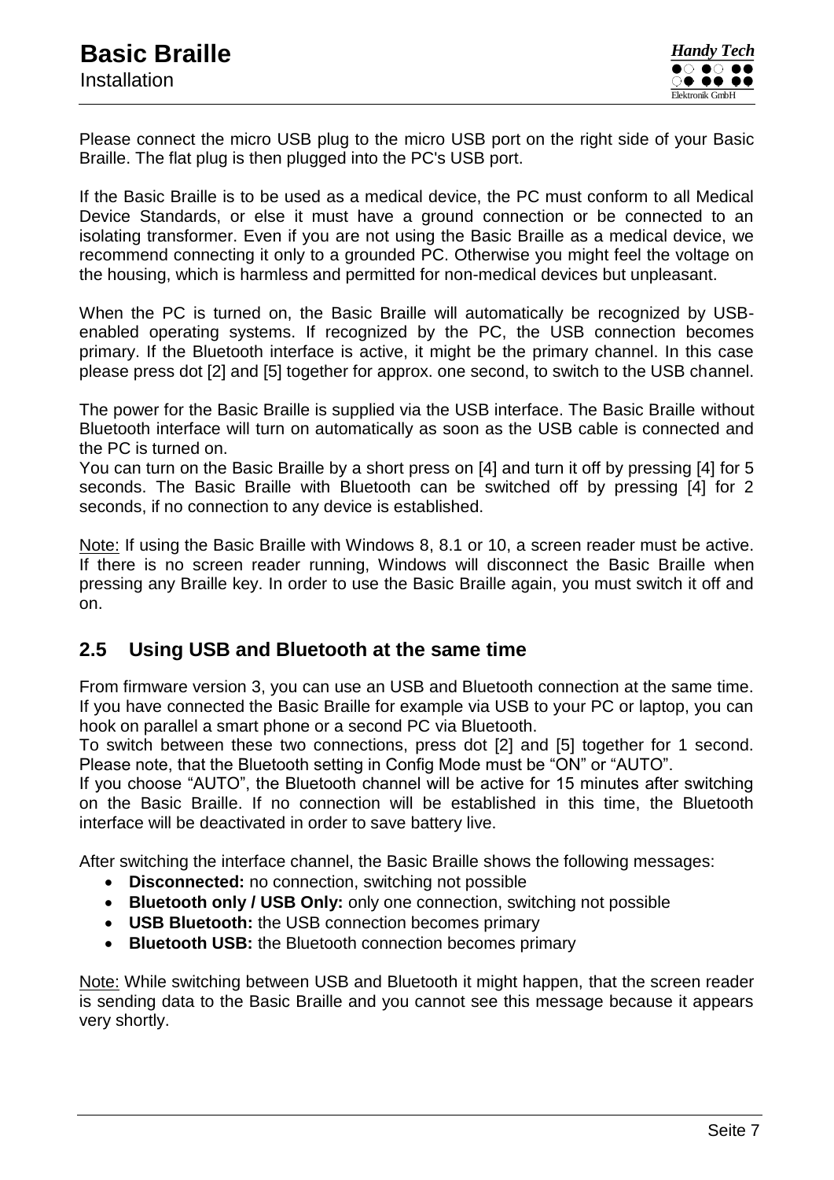Please connect the micro USB plug to the micro USB port on the right side of your Basic Braille. The flat plug is then plugged into the PC's USB port.

If the Basic Braille is to be used as a medical device, the PC must conform to all Medical Device Standards, or else it must have a ground connection or be connected to an isolating transformer. Even if you are not using the Basic Braille as a medical device, we recommend connecting it only to a grounded PC. Otherwise you might feel the voltage on the housing, which is harmless and permitted for non-medical devices but unpleasant.

When the PC is turned on, the Basic Braille will automatically be recognized by USB-enabled operating systems. If recognized by the PC, the USB connection becomes primary. If the Bluetooth interface is active, it might be the primary channel. In this case please press dot [2] and [5] together for approx. one second, to switch to the USB channel.

The power for the Basic Braille is supplied via the USB interface. The Basic Braille without Bluetooth interface will turn on automatically as soon as the USB cable is connected and the PC is turned on.
You can turn on the Basic Braille by a short press on [4] and turn it off by pressing [4] for 5 seconds. The Basic Braille with Bluetooth can be switched off by pressing [4] for 2 seconds, if no connection to any device is established.

Note: If using the Basic Braille with Windows 8, 8.1 or 10, a screen reader must be active. If there is no screen reader running, Windows will disconnect the Basic Braille when pressing any Braille key. In order to use the Basic Braille again, you must switch it off and on.

## 2.5 Using USB and Bluetooth at the same time

From firmware version 3, you can use an USB and Bluetooth connection at the same time. If you have connected the Basic Braille for example via USB to your PC or laptop, you can hook on parallel a smart phone or a second PC via Bluetooth.
To switch between these two connections, press dot [2] and [5] together for 1 second. Please note, that the Bluetooth setting in Config Mode must be “ON” or “AUTO”.
If you choose “AUTO”, the Bluetooth channel will be active for 15 minutes after switching on the Basic Braille. If no connection will be established in this time, the Bluetooth interface will be deactivated in order to save battery live.

After switching the interface channel, the Basic Braille shows the following messages:

- **Disconnected:** no connection, switching not possible
- **Bluetooth only / USB Only:** only one connection, switching not possible
- **USB Bluetooth:** the USB connection becomes primary
- **Bluetooth USB:** the Bluetooth connection becomes primary

Note: While switching between USB and Bluetooth it might happen, that the screen reader is sending data to the Basic Braille and you cannot see this message because it appears very shortly.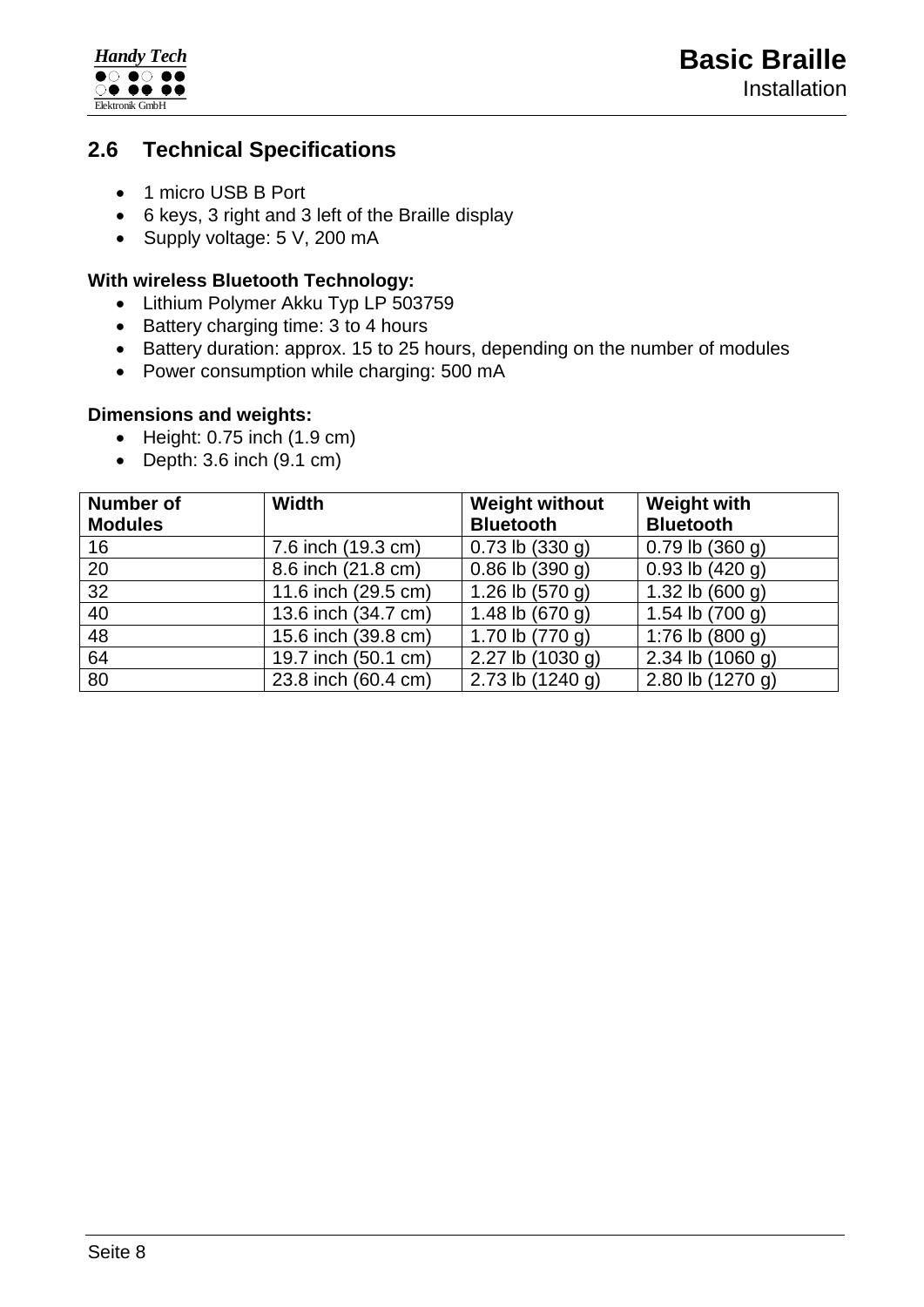## 2.6 Technical Specifications

- 1 micro USB B Port
- 6 keys, 3 right and 3 left of the Braille display
- Supply voltage: 5 V, 200 mA

**With wireless Bluetooth Technology:**

- Lithium Polymer Akku Typ LP 503759
- Battery charging time: 3 to 4 hours
- Battery duration: approx. 15 to 25 hours, depending on the number of modules
- Power consumption while charging: 500 mA

**Dimensions and weights:**

- Height: 0.75 inch (1.9 cm)
- Depth: 3.6 inch (9.1 cm)

| Number of Modules | Width | Weight without Bluetooth | Weight with Bluetooth |
|---|---|---|---|
| 16 | 7.6 inch (19.3 cm) | 0.73 lb (330 g) | 0.79 lb (360 g) |
| 20 | 8.6 inch (21.8 cm) | 0.86 lb (390 g) | 0.93 lb (420 g) |
| 32 | 11.6 inch (29.5 cm) | 1.26 lb (570 g) | 1.32 lb (600 g) |
| 40 | 13.6 inch (34.7 cm) | 1.48 lb (670 g) | 1.54 lb (700 g) |
| 48 | 15.6 inch (39.8 cm) | 1.70 lb (770 g) | 1:76 lb (800 g) |
| 64 | 19.7 inch (50.1 cm) | 2.27 lb (1030 g) | 2.34 lb (1060 g) |
| 80 | 23.8 inch (60.4 cm) | 2.73 lb (1240 g) | 2.80 lb (1270 g) |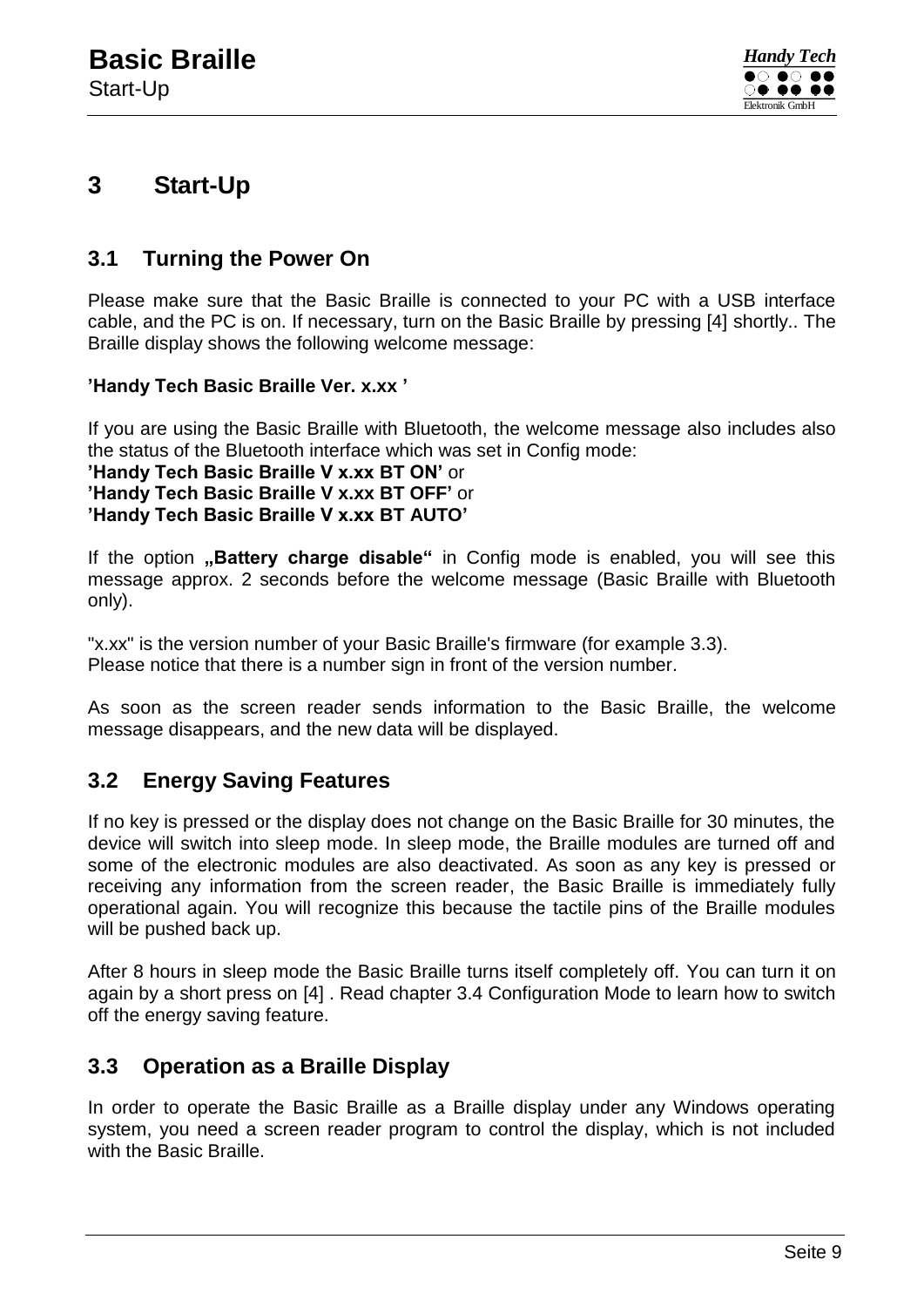# 3 Start-Up

## 3.1 Turning the Power On

Please make sure that the Basic Braille is connected to your PC with a USB interface cable, and the PC is on. If necessary, turn on the Basic Braille by pressing [4] shortly.. The Braille display shows the following welcome message:

**'Handy Tech Basic Braille Ver. x.xx '**

If you are using the Basic Braille with Bluetooth, the welcome message also includes also the status of the Bluetooth interface which was set in Config mode:
**'Handy Tech Basic Braille V x.xx BT ON'** or
**'Handy Tech Basic Braille V x.xx BT OFF'** or
**'Handy Tech Basic Braille V x.xx BT AUTO'**

If the option **„Battery charge disable"** in Config mode is enabled, you will see this message approx. 2 seconds before the welcome message (Basic Braille with Bluetooth only).

"x.xx" is the version number of your Basic Braille's firmware (for example 3.3).
Please notice that there is a number sign in front of the version number.

As soon as the screen reader sends information to the Basic Braille, the welcome message disappears, and the new data will be displayed.

## 3.2 Energy Saving Features

If no key is pressed or the display does not change on the Basic Braille for 30 minutes, the device will switch into sleep mode. In sleep mode, the Braille modules are turned off and some of the electronic modules are also deactivated. As soon as any key is pressed or receiving any information from the screen reader, the Basic Braille is immediately fully operational again. You will recognize this because the tactile pins of the Braille modules will be pushed back up.

After 8 hours in sleep mode the Basic Braille turns itself completely off. You can turn it on again by a short press on [4] . Read chapter 3.4 Configuration Mode to learn how to switch off the energy saving feature.

## 3.3 Operation as a Braille Display

In order to operate the Basic Braille as a Braille display under any Windows operating system, you need a screen reader program to control the display, which is not included with the Basic Braille.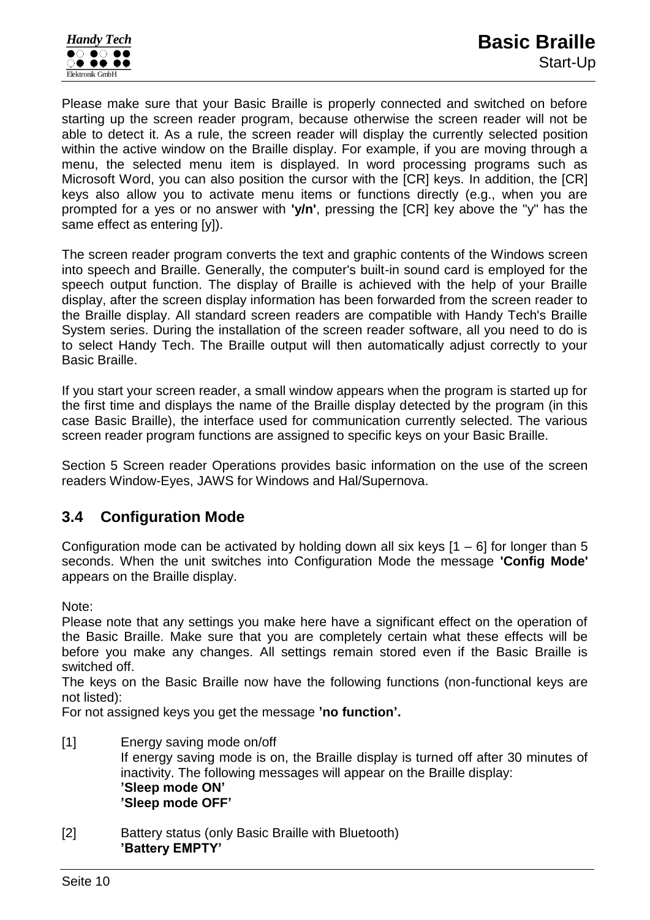Please make sure that your Basic Braille is properly connected and switched on before starting up the screen reader program, because otherwise the screen reader will not be able to detect it. As a rule, the screen reader will display the currently selected position within the active window on the Braille display. For example, if you are moving through a menu, the selected menu item is displayed. In word processing programs such as Microsoft Word, you can also position the cursor with the [CR] keys. In addition, the [CR] keys also allow you to activate menu items or functions directly (e.g., when you are prompted for a yes or no answer with **'y/n'**, pressing the [CR] key above the "y" has the same effect as entering [y]).

The screen reader program converts the text and graphic contents of the Windows screen into speech and Braille. Generally, the computer's built-in sound card is employed for the speech output function. The display of Braille is achieved with the help of your Braille display, after the screen display information has been forwarded from the screen reader to the Braille display. All standard screen readers are compatible with Handy Tech's Braille System series. During the installation of the screen reader software, all you need to do is to select Handy Tech. The Braille output will then automatically adjust correctly to your Basic Braille.

If you start your screen reader, a small window appears when the program is started up for the first time and displays the name of the Braille display detected by the program (in this case Basic Braille), the interface used for communication currently selected. The various screen reader program functions are assigned to specific keys on your Basic Braille.

Section 5 Screen reader Operations provides basic information on the use of the screen readers Window-Eyes, JAWS for Windows and Hal/Supernova.

## 3.4 Configuration Mode

Configuration mode can be activated by holding down all six keys [1 – 6] for longer than 5 seconds. When the unit switches into Configuration Mode the message **'Config Mode'** appears on the Braille display.

Note:
Please note that any settings you make here have a significant effect on the operation of the Basic Braille. Make sure that you are completely certain what these effects will be before you make any changes. All settings remain stored even if the Basic Braille is switched off.
The keys on the Basic Braille now have the following functions (non-functional keys are not listed):
For not assigned keys you get the message **'no function'.**

[1] Energy saving mode on/off
If energy saving mode is on, the Braille display is turned off after 30 minutes of inactivity. The following messages will appear on the Braille display:
**'Sleep mode ON'**
**'Sleep mode OFF'**

[2] Battery status (only Basic Braille with Bluetooth)
**'Battery EMPTY'**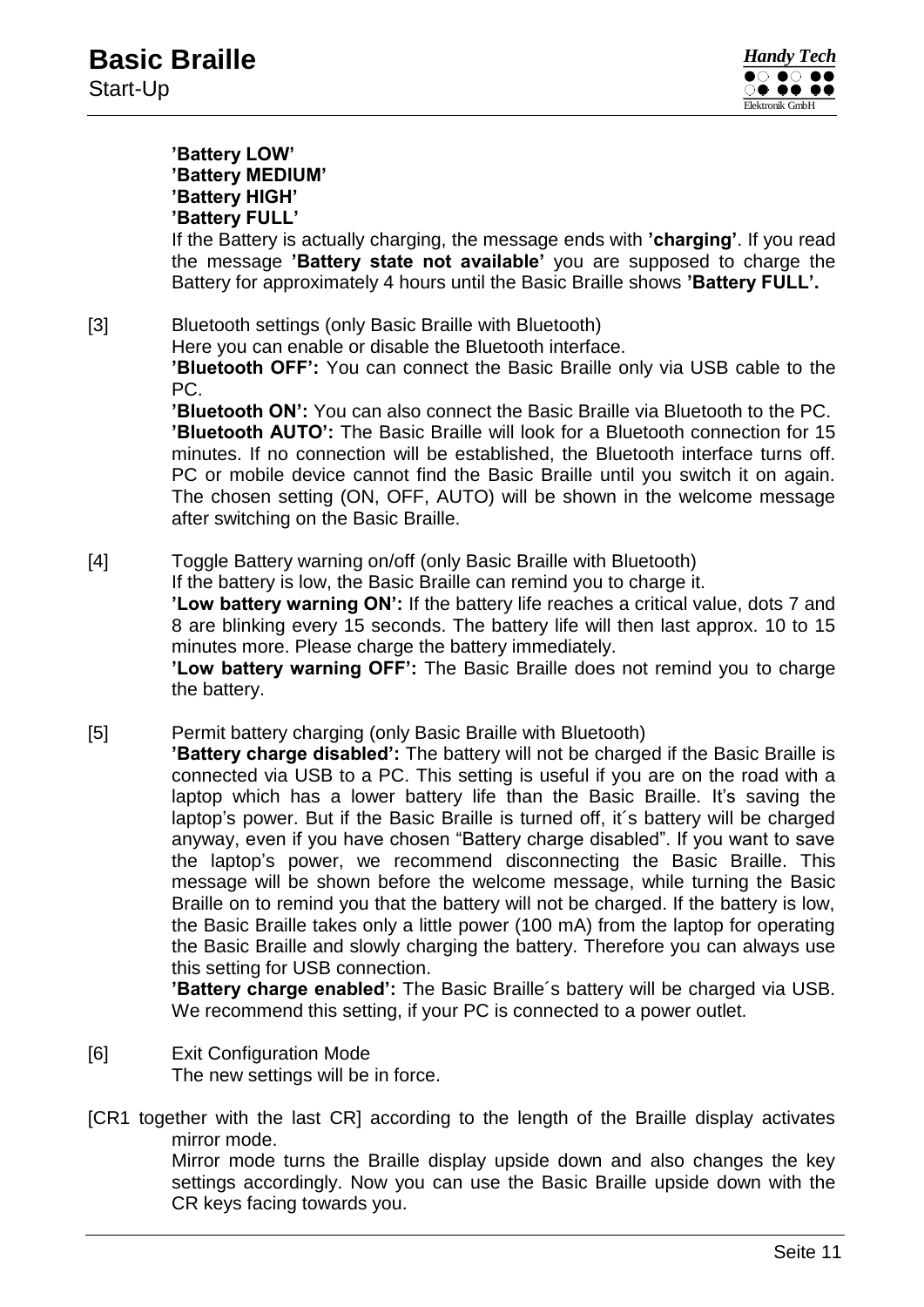**’Battery LOW’**
**’Battery MEDIUM’**
**’Battery HIGH’**
**’Battery FULL’**

If the Battery is actually charging, the message ends with **’charging’**. If you read the message **’Battery state not available’** you are supposed to charge the Battery for approximately 4 hours until the Basic Braille shows **’Battery FULL’.**

[3] Bluetooth settings (only Basic Braille with Bluetooth)
Here you can enable or disable the Bluetooth interface.
**’Bluetooth OFF’:** You can connect the Basic Braille only via USB cable to the PC.
**’Bluetooth ON’:** You can also connect the Basic Braille via Bluetooth to the PC.
**’Bluetooth AUTO’:** The Basic Braille will look for a Bluetooth connection for 15 minutes. If no connection will be established, the Bluetooth interface turns off. PC or mobile device cannot find the Basic Braille until you switch it on again. The chosen setting (ON, OFF, AUTO) will be shown in the welcome message after switching on the Basic Braille.

[4] Toggle Battery warning on/off (only Basic Braille with Bluetooth)
If the battery is low, the Basic Braille can remind you to charge it.
**’Low battery warning ON’:** If the battery life reaches a critical value, dots 7 and 8 are blinking every 15 seconds. The battery life will then last approx. 10 to 15 minutes more. Please charge the battery immediately.
**’Low battery warning OFF’:** The Basic Braille does not remind you to charge the battery.

[5] Permit battery charging (only Basic Braille with Bluetooth)
**’Battery charge disabled’:** The battery will not be charged if the Basic Braille is connected via USB to a PC. This setting is useful if you are on the road with a laptop which has a lower battery life than the Basic Braille. It’s saving the laptop’s power. But if the Basic Braille is turned off, it´s battery will be charged anyway, even if you have chosen “Battery charge disabled”. If you want to save the laptop’s power, we recommend disconnecting the Basic Braille. This message will be shown before the welcome message, while turning the Basic Braille on to remind you that the battery will not be charged. If the battery is low, the Basic Braille takes only a little power (100 mA) from the laptop for operating the Basic Braille and slowly charging the battery. Therefore you can always use this setting for USB connection.
**’Battery charge enabled’:** The Basic Braille´s battery will be charged via USB. We recommend this setting, if your PC is connected to a power outlet.

[6] Exit Configuration Mode
The new settings will be in force.

[CR1 together with the last CR] according to the length of the Braille display activates mirror mode.
Mirror mode turns the Braille display upside down and also changes the key settings accordingly. Now you can use the Basic Braille upside down with the CR keys facing towards you.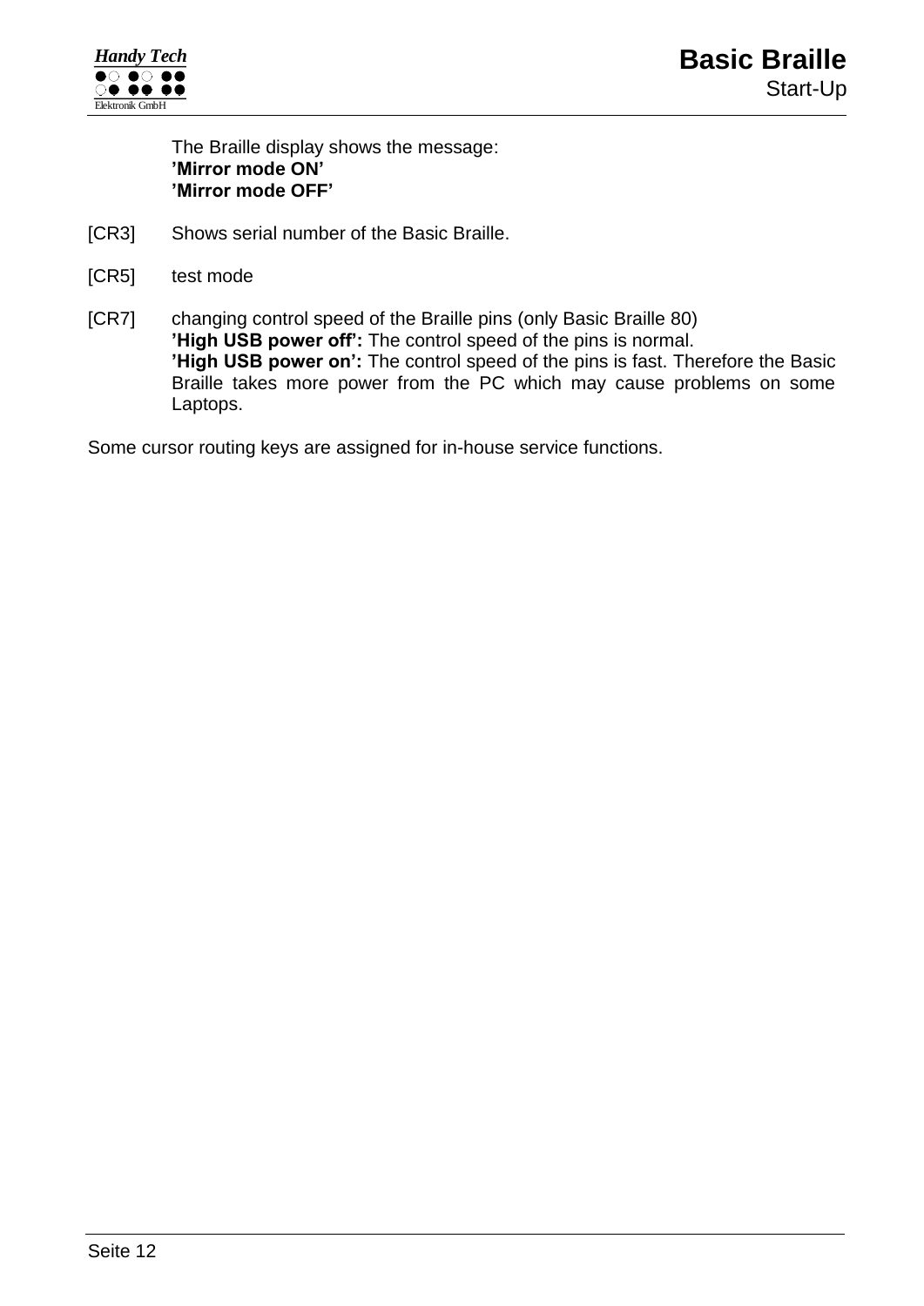The Braille display shows the message:
**’Mirror mode ON’**
**’Mirror mode OFF’**

[CR3] Shows serial number of the Basic Braille.

[CR5] test mode

[CR7] changing control speed of the Braille pins (only Basic Braille 80)
**’High USB power off’:** The control speed of the pins is normal.
**’High USB power on’:** The control speed of the pins is fast. Therefore the Basic Braille takes more power from the PC which may cause problems on some Laptops.

Some cursor routing keys are assigned for in-house service functions.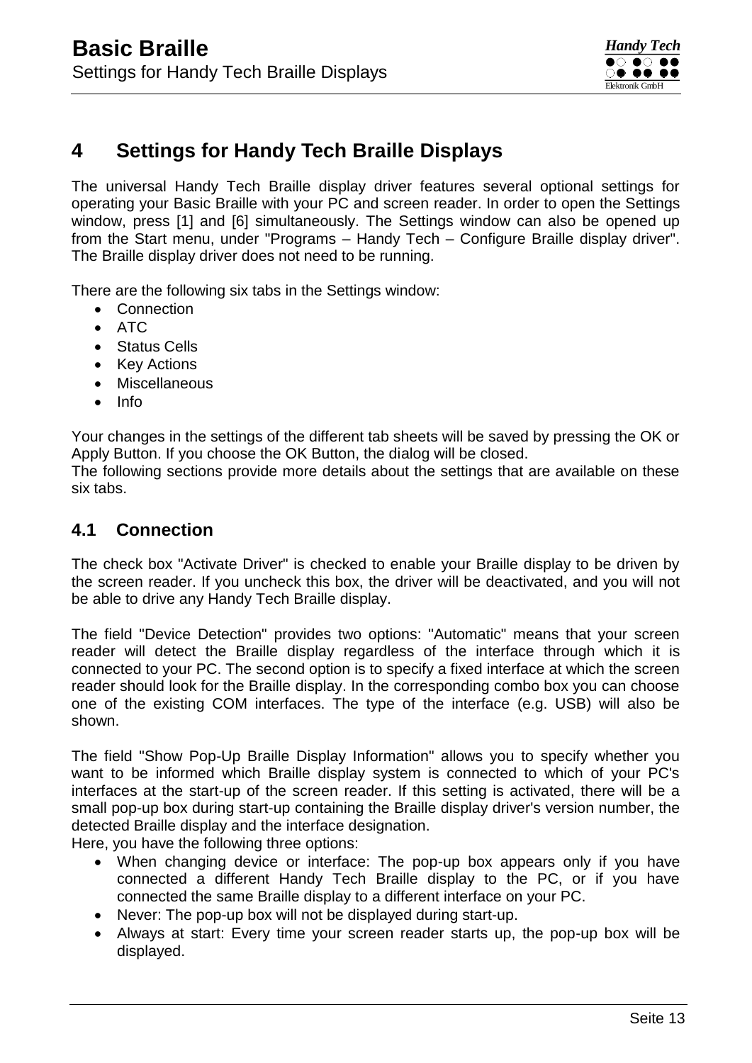# 4 Settings for Handy Tech Braille Displays

The universal Handy Tech Braille display driver features several optional settings for operating your Basic Braille with your PC and screen reader. In order to open the Settings window, press [1] and [6] simultaneously. The Settings window can also be opened up from the Start menu, under "Programs – Handy Tech – Configure Braille display driver". The Braille display driver does not need to be running.

There are the following six tabs in the Settings window:

- Connection
- ATC
- Status Cells
- Key Actions
- Miscellaneous
- Info

Your changes in the settings of the different tab sheets will be saved by pressing the OK or Apply Button. If you choose the OK Button, the dialog will be closed.
The following sections provide more details about the settings that are available on these six tabs.

## 4.1 Connection

The check box "Activate Driver" is checked to enable your Braille display to be driven by the screen reader. If you uncheck this box, the driver will be deactivated, and you will not be able to drive any Handy Tech Braille display.

The field "Device Detection" provides two options: "Automatic" means that your screen reader will detect the Braille display regardless of the interface through which it is connected to your PC. The second option is to specify a fixed interface at which the screen reader should look for the Braille display. In the corresponding combo box you can choose one of the existing COM interfaces. The type of the interface (e.g. USB) will also be shown.

The field "Show Pop-Up Braille Display Information" allows you to specify whether you want to be informed which Braille display system is connected to which of your PC's interfaces at the start-up of the screen reader. If this setting is activated, there will be a small pop-up box during start-up containing the Braille display driver's version number, the detected Braille display and the interface designation.
Here, you have the following three options:

- When changing device or interface: The pop-up box appears only if you have connected a different Handy Tech Braille display to the PC, or if you have connected the same Braille display to a different interface on your PC.
- Never: The pop-up box will not be displayed during start-up.
- Always at start: Every time your screen reader starts up, the pop-up box will be displayed.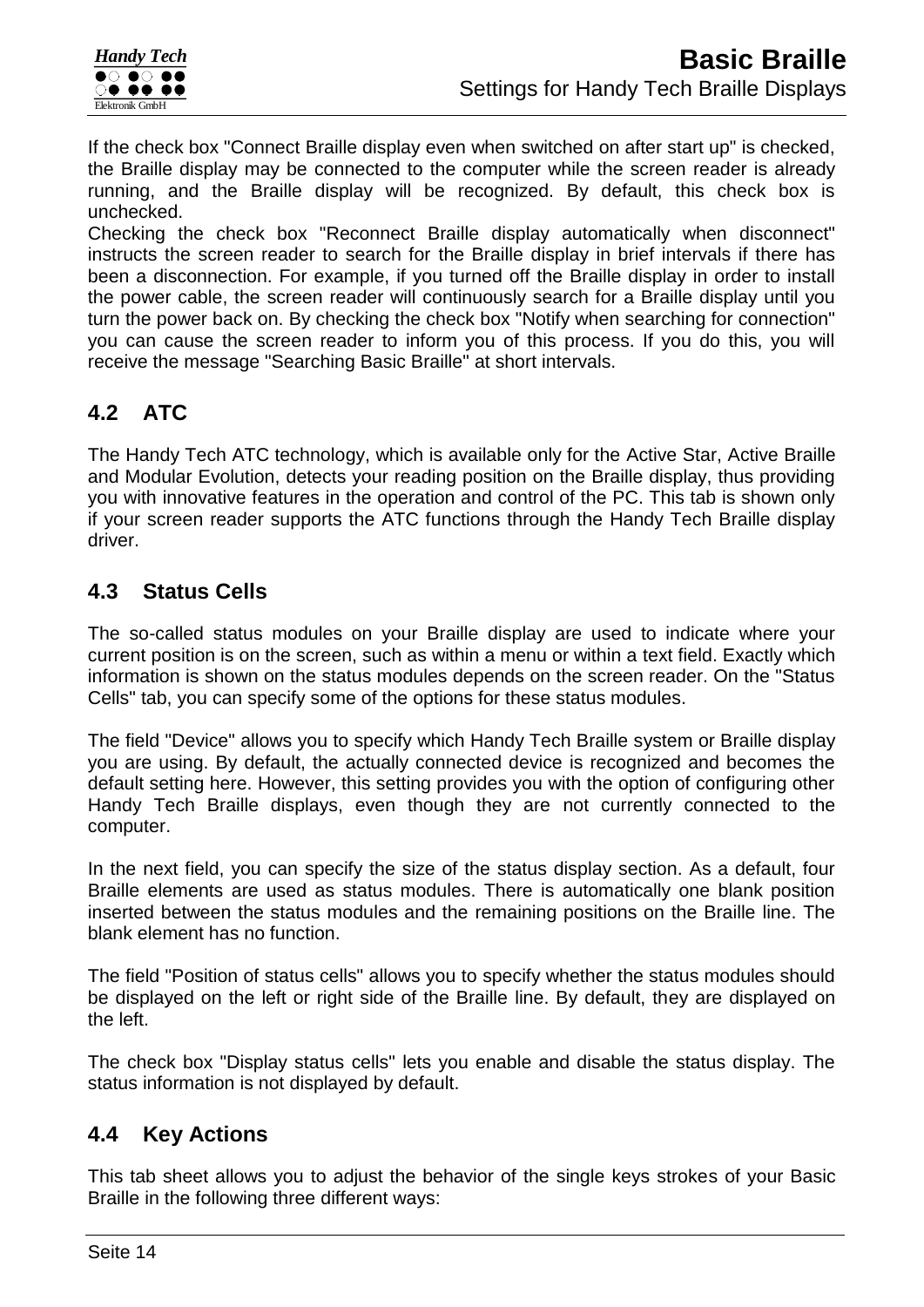If the check box "Connect Braille display even when switched on after start up" is checked, the Braille display may be connected to the computer while the screen reader is already running, and the Braille display will be recognized. By default, this check box is unchecked.
Checking the check box "Reconnect Braille display automatically when disconnect" instructs the screen reader to search for the Braille display in brief intervals if there has been a disconnection. For example, if you turned off the Braille display in order to install the power cable, the screen reader will continuously search for a Braille display until you turn the power back on. By checking the check box "Notify when searching for connection" you can cause the screen reader to inform you of this process. If you do this, you will receive the message "Searching Basic Braille" at short intervals.

## 4.2 ATC

The Handy Tech ATC technology, which is available only for the Active Star, Active Braille and Modular Evolution, detects your reading position on the Braille display, thus providing you with innovative features in the operation and control of the PC. This tab is shown only if your screen reader supports the ATC functions through the Handy Tech Braille display driver.

## 4.3 Status Cells

The so-called status modules on your Braille display are used to indicate where your current position is on the screen, such as within a menu or within a text field. Exactly which information is shown on the status modules depends on the screen reader. On the "Status Cells" tab, you can specify some of the options for these status modules.

The field "Device" allows you to specify which Handy Tech Braille system or Braille display you are using. By default, the actually connected device is recognized and becomes the default setting here. However, this setting provides you with the option of configuring other Handy Tech Braille displays, even though they are not currently connected to the computer.

In the next field, you can specify the size of the status display section. As a default, four Braille elements are used as status modules. There is automatically one blank position inserted between the status modules and the remaining positions on the Braille line. The blank element has no function.

The field "Position of status cells" allows you to specify whether the status modules should be displayed on the left or right side of the Braille line. By default, they are displayed on the left.

The check box "Display status cells" lets you enable and disable the status display. The status information is not displayed by default.

## 4.4 Key Actions

This tab sheet allows you to adjust the behavior of the single keys strokes of your Basic Braille in the following three different ways: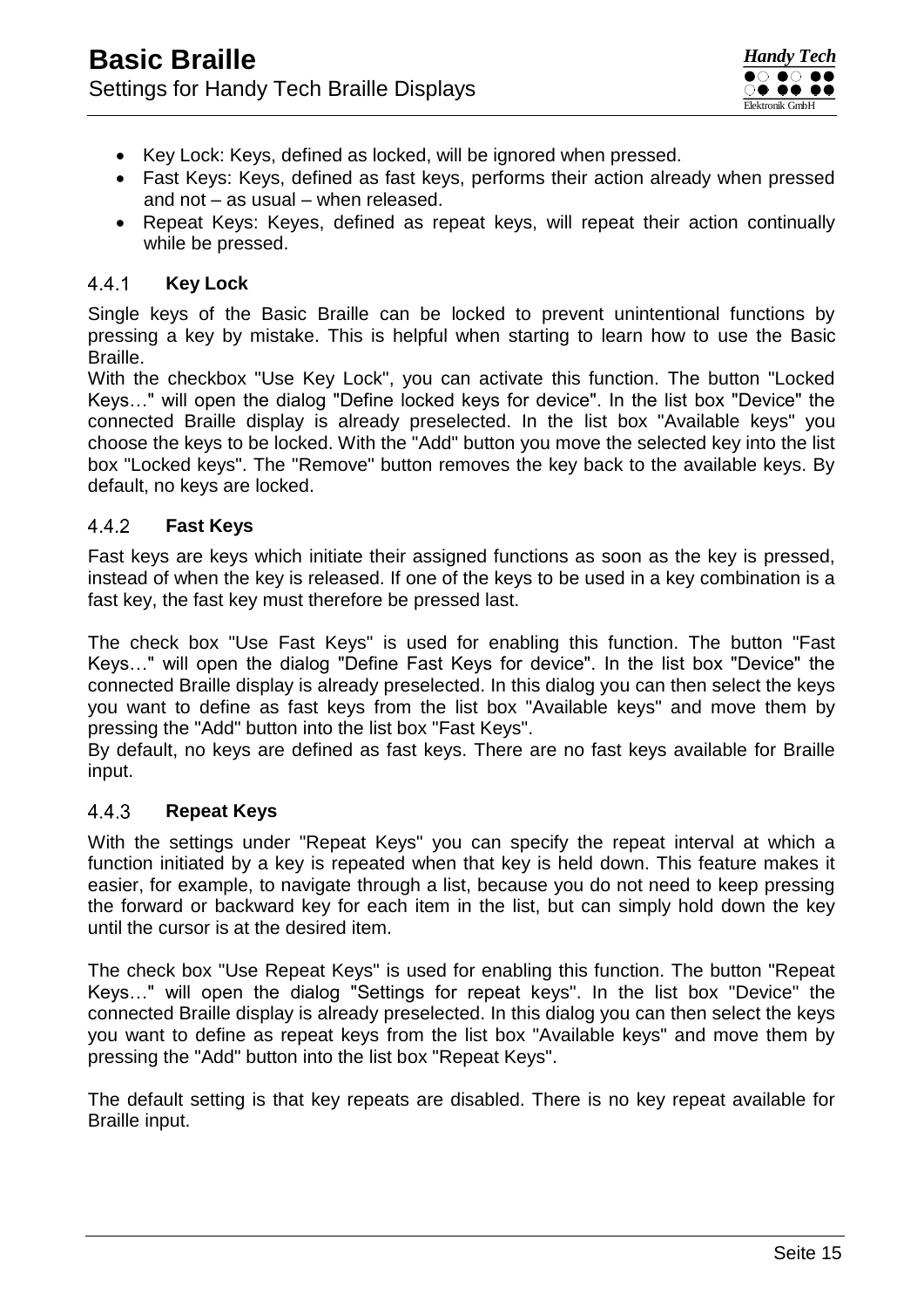- Key Lock: Keys, defined as locked, will be ignored when pressed.
- Fast Keys: Keys, defined as fast keys, performs their action already when pressed and not – as usual – when released.
- Repeat Keys: Keyes, defined as repeat keys, will repeat their action continually while be pressed.

### 4.4.1 Key Lock

Single keys of the Basic Braille can be locked to prevent unintentional functions by pressing a key by mistake. This is helpful when starting to learn how to use the Basic Braille.
With the checkbox "Use Key Lock", you can activate this function. The button "Locked Keys…" will open the dialog "Define locked keys for device". In the list box "Device" the connected Braille display is already preselected. In the list box "Available keys" you choose the keys to be locked. With the "Add" button you move the selected key into the list box "Locked keys". The "Remove" button removes the key back to the available keys. By default, no keys are locked.

### 4.4.2 Fast Keys

Fast keys are keys which initiate their assigned functions as soon as the key is pressed, instead of when the key is released. If one of the keys to be used in a key combination is a fast key, the fast key must therefore be pressed last.

The check box "Use Fast Keys" is used for enabling this function. The button "Fast Keys…" will open the dialog "Define Fast Keys for device". In the list box "Device" the connected Braille display is already preselected. In this dialog you can then select the keys you want to define as fast keys from the list box "Available keys" and move them by pressing the "Add" button into the list box "Fast Keys".
By default, no keys are defined as fast keys. There are no fast keys available for Braille input.

### 4.4.3 Repeat Keys

With the settings under "Repeat Keys" you can specify the repeat interval at which a function initiated by a key is repeated when that key is held down. This feature makes it easier, for example, to navigate through a list, because you do not need to keep pressing the forward or backward key for each item in the list, but can simply hold down the key until the cursor is at the desired item.

The check box "Use Repeat Keys" is used for enabling this function. The button "Repeat Keys…" will open the dialog "Settings for repeat keys". In the list box "Device" the connected Braille display is already preselected. In this dialog you can then select the keys you want to define as repeat keys from the list box "Available keys" and move them by pressing the "Add" button into the list box "Repeat Keys".

The default setting is that key repeats are disabled. There is no key repeat available for Braille input.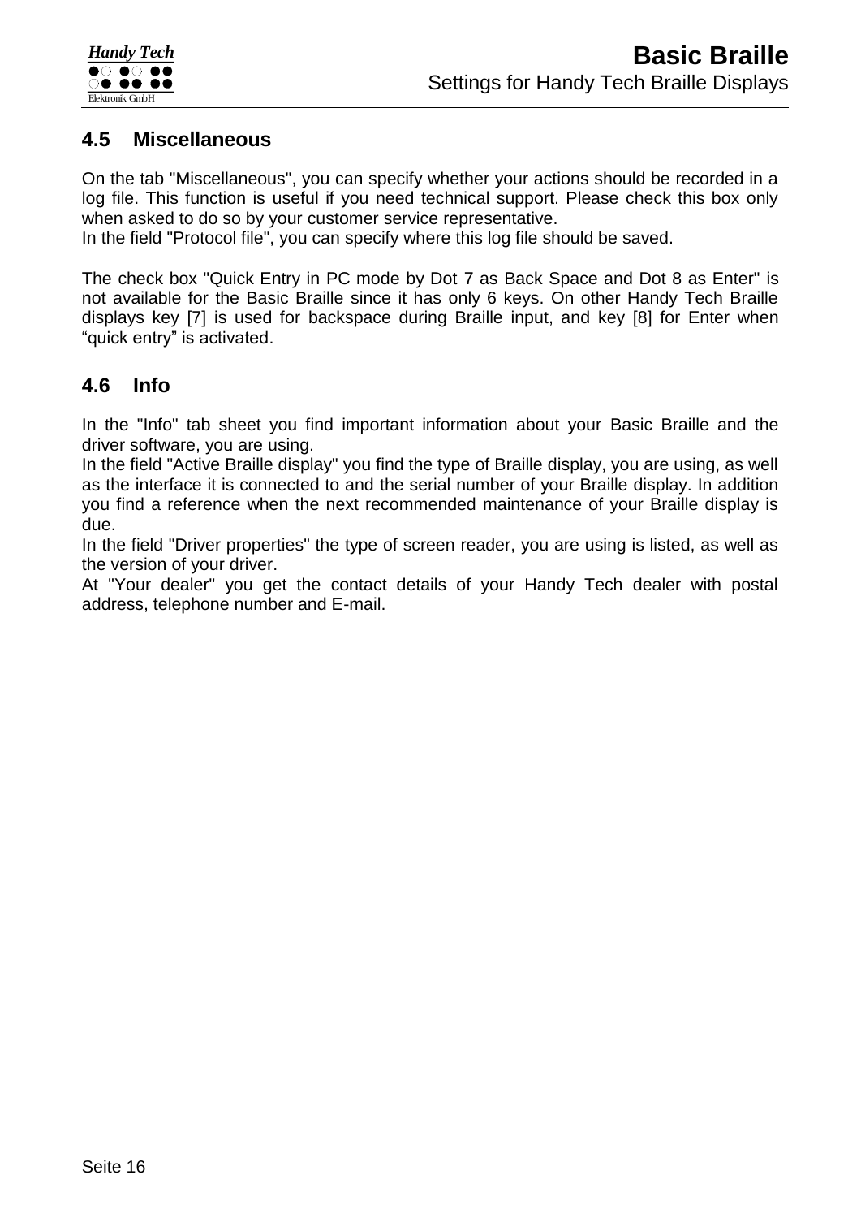## 4.5 Miscellaneous

On the tab "Miscellaneous", you can specify whether your actions should be recorded in a log file. This function is useful if you need technical support. Please check this box only when asked to do so by your customer service representative.
In the field "Protocol file", you can specify where this log file should be saved.

The check box "Quick Entry in PC mode by Dot 7 as Back Space and Dot 8 as Enter" is not available for the Basic Braille since it has only 6 keys. On other Handy Tech Braille displays key [7] is used for backspace during Braille input, and key [8] for Enter when “quick entry” is activated.

## 4.6 Info

In the "Info" tab sheet you find important information about your Basic Braille and the driver software, you are using.
In the field "Active Braille display" you find the type of Braille display, you are using, as well as the interface it is connected to and the serial number of your Braille display. In addition you find a reference when the next recommended maintenance of your Braille display is due.
In the field "Driver properties" the type of screen reader, you are using is listed, as well as the version of your driver.
At "Your dealer" you get the contact details of your Handy Tech dealer with postal address, telephone number and E-mail.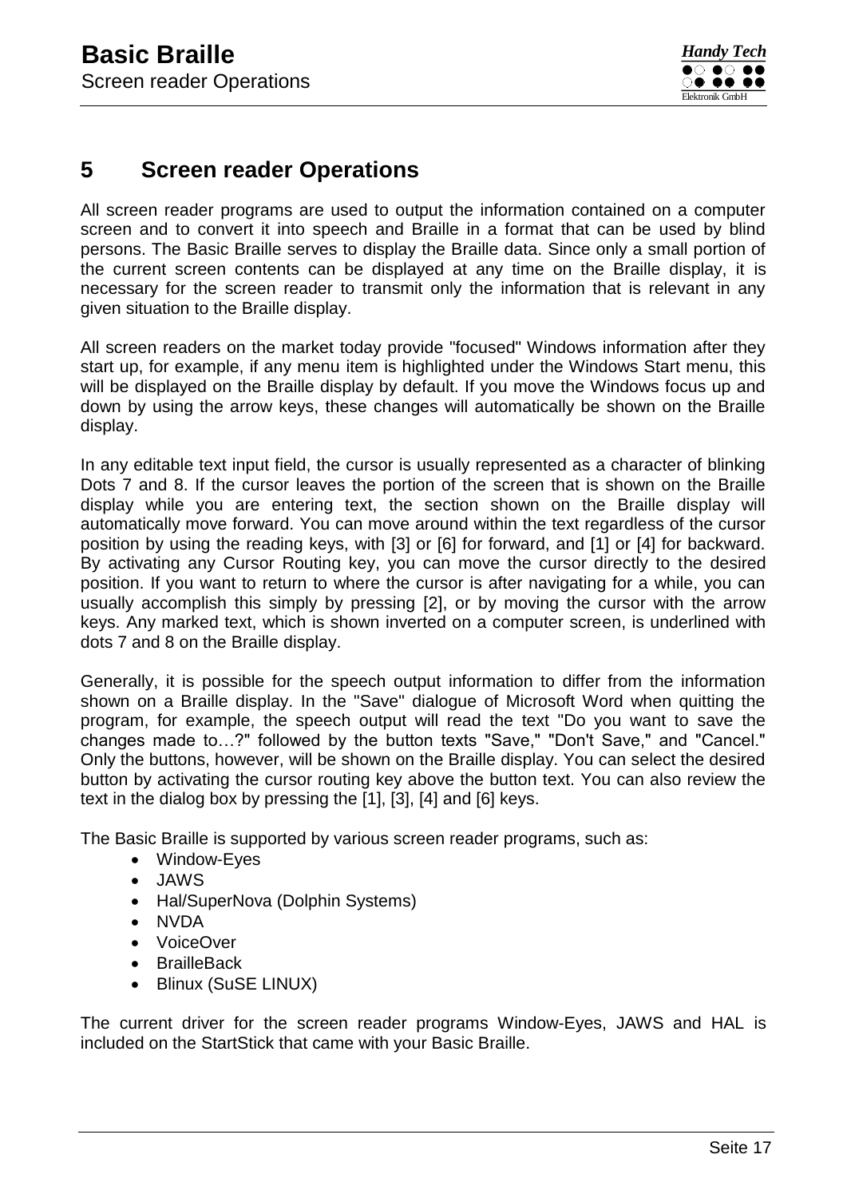# 5 Screen reader Operations

All screen reader programs are used to output the information contained on a computer screen and to convert it into speech and Braille in a format that can be used by blind persons. The Basic Braille serves to display the Braille data. Since only a small portion of the current screen contents can be displayed at any time on the Braille display, it is necessary for the screen reader to transmit only the information that is relevant in any given situation to the Braille display.

All screen readers on the market today provide "focused" Windows information after they start up, for example, if any menu item is highlighted under the Windows Start menu, this will be displayed on the Braille display by default. If you move the Windows focus up and down by using the arrow keys, these changes will automatically be shown on the Braille display.

In any editable text input field, the cursor is usually represented as a character of blinking Dots 7 and 8. If the cursor leaves the portion of the screen that is shown on the Braille display while you are entering text, the section shown on the Braille display will automatically move forward. You can move around within the text regardless of the cursor position by using the reading keys, with [3] or [6] for forward, and [1] or [4] for backward. By activating any Cursor Routing key, you can move the cursor directly to the desired position. If you want to return to where the cursor is after navigating for a while, you can usually accomplish this simply by pressing [2], or by moving the cursor with the arrow keys. Any marked text, which is shown inverted on a computer screen, is underlined with dots 7 and 8 on the Braille display.

Generally, it is possible for the speech output information to differ from the information shown on a Braille display. In the "Save" dialogue of Microsoft Word when quitting the program, for example, the speech output will read the text "Do you want to save the changes made to…?" followed by the button texts "Save," "Don't Save," and "Cancel." Only the buttons, however, will be shown on the Braille display. You can select the desired button by activating the cursor routing key above the button text. You can also review the text in the dialog box by pressing the [1], [3], [4] and [6] keys.

The Basic Braille is supported by various screen reader programs, such as:

- Window-Eyes
- JAWS
- Hal/SuperNova (Dolphin Systems)
- NVDA
- VoiceOver
- BrailleBack
- Blinux (SuSE LINUX)

The current driver for the screen reader programs Window-Eyes, JAWS and HAL is included on the StartStick that came with your Basic Braille.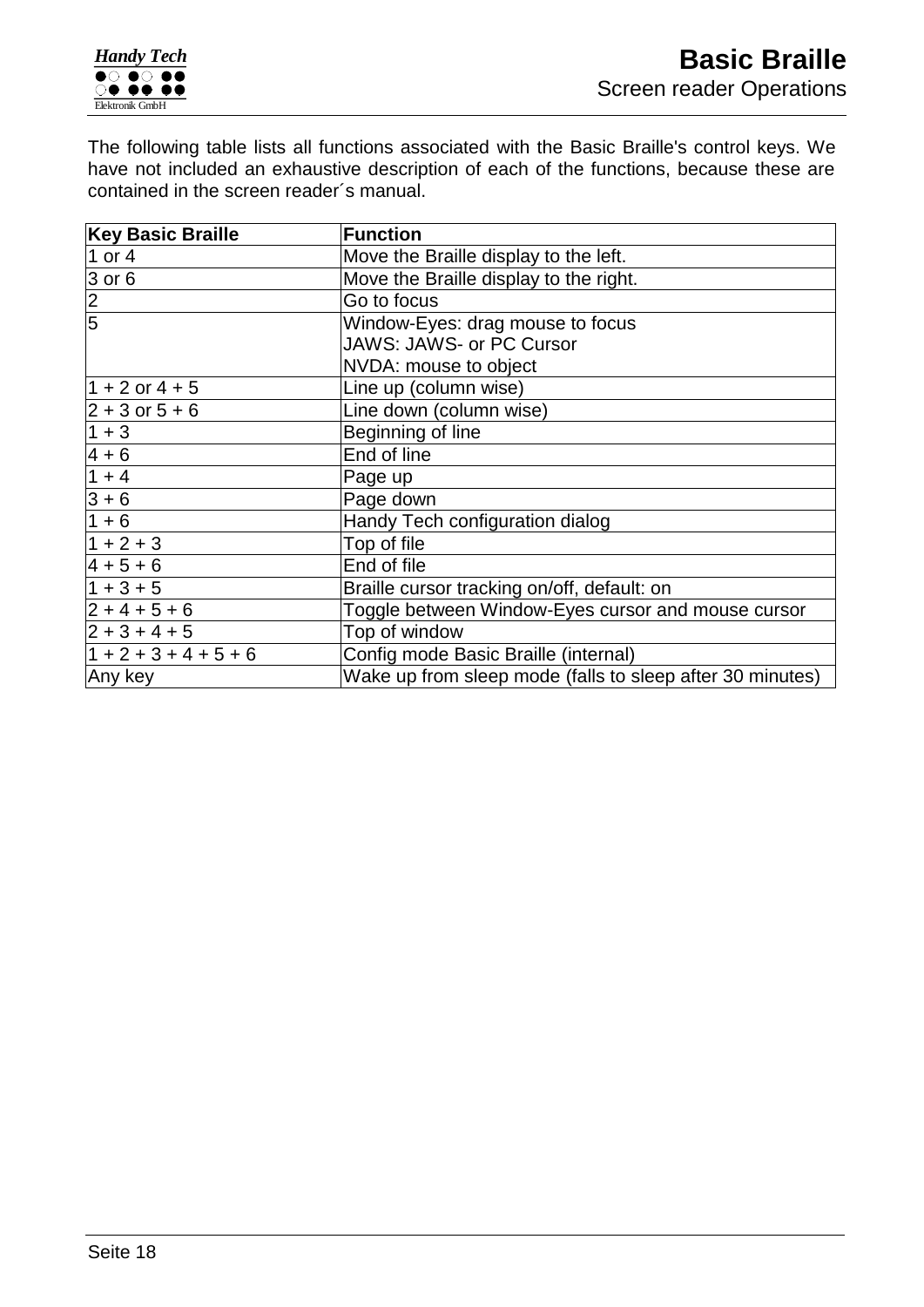The following table lists all functions associated with the Basic Braille's control keys. We have not included an exhaustive description of each of the functions, because these are contained in the screen reader´s manual.

| Key Basic Braille | Function |
|---|---|
| 1 or 4 | Move the Braille display to the left. |
| 3 or 6 | Move the Braille display to the right. |
| 2 | Go to focus |
| 5 | Window-Eyes: drag mouse to focus<br>JAWS: JAWS- or PC Cursor<br>NVDA: mouse to object |
| 1 + 2 or 4 + 5 | Line up (column wise) |
| 2 + 3 or 5 + 6 | Line down (column wise) |
| 1 + 3 | Beginning of line |
| 4 + 6 | End of line |
| 1 + 4 | Page up |
| 3 + 6 | Page down |
| 1 + 6 | Handy Tech configuration dialog |
| 1 + 2 + 3 | Top of file |
| 4 + 5 + 6 | End of file |
| 1 + 3 + 5 | Braille cursor tracking on/off, default: on |
| 2 + 4 + 5 + 6 | Toggle between Window-Eyes cursor and mouse cursor |
| 2 + 3 + 4 + 5 | Top of window |
| 1 + 2 + 3 + 4 + 5 + 6 | Config mode Basic Braille (internal) |
| Any key | Wake up from sleep mode (falls to sleep after 30 minutes) |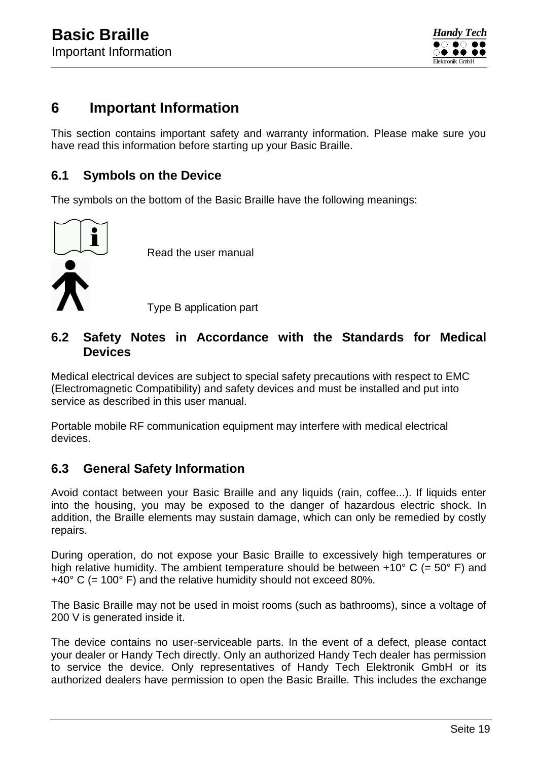# 6 Important Information

This section contains important safety and warranty information. Please make sure you have read this information before starting up your Basic Braille.

## 6.1 Symbols on the Device

The symbols on the bottom of the Basic Braille have the following meanings:

Read the user manual

Type B application part

## 6.2 Safety Notes in Accordance with the Standards for Medical Devices

Medical electrical devices are subject to special safety precautions with respect to EMC (Electromagnetic Compatibility) and safety devices and must be installed and put into service as described in this user manual.

Portable mobile RF communication equipment may interfere with medical electrical devices.

## 6.3 General Safety Information

Avoid contact between your Basic Braille and any liquids (rain, coffee...). If liquids enter into the housing, you may be exposed to the danger of hazardous electric shock. In addition, the Braille elements may sustain damage, which can only be remedied by costly repairs.

During operation, do not expose your Basic Braille to excessively high temperatures or high relative humidity. The ambient temperature should be between +10° C (= 50° F) and +40° C (= 100° F) and the relative humidity should not exceed 80%.

The Basic Braille may not be used in moist rooms (such as bathrooms), since a voltage of 200 V is generated inside it.

The device contains no user-serviceable parts. In the event of a defect, please contact your dealer or Handy Tech directly. Only an authorized Handy Tech dealer has permission to service the device. Only representatives of Handy Tech Elektronik GmbH or its authorized dealers have permission to open the Basic Braille. This includes the exchange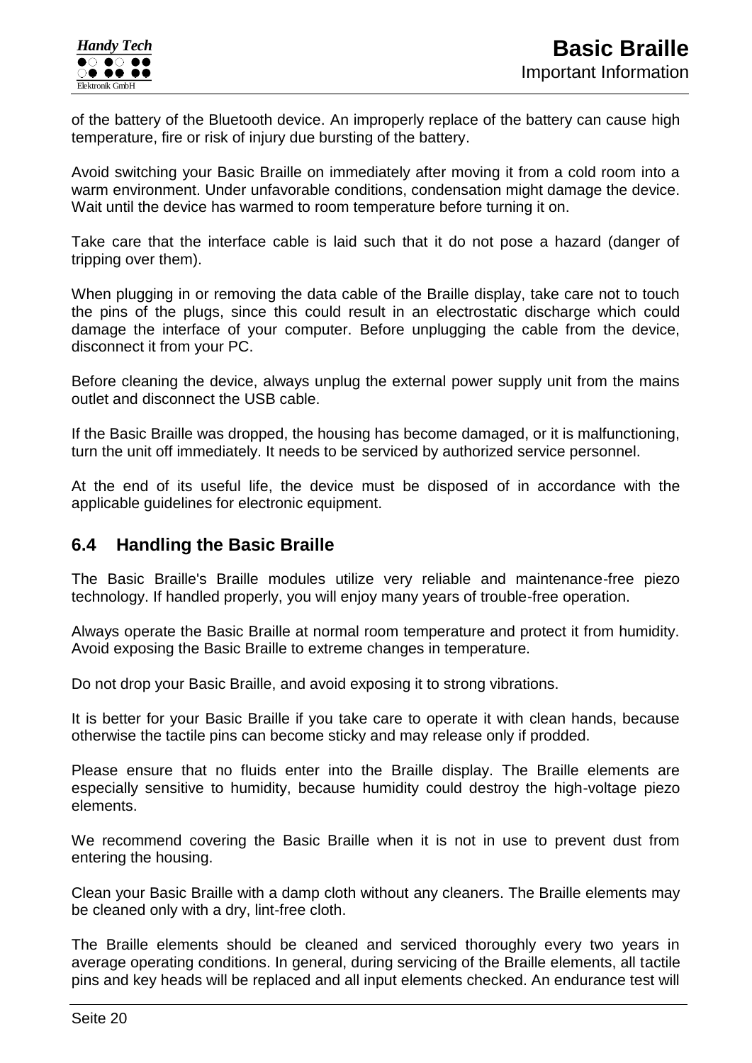of the battery of the Bluetooth device. An improperly replace of the battery can cause high temperature, fire or risk of injury due bursting of the battery.

Avoid switching your Basic Braille on immediately after moving it from a cold room into a warm environment. Under unfavorable conditions, condensation might damage the device. Wait until the device has warmed to room temperature before turning it on.

Take care that the interface cable is laid such that it do not pose a hazard (danger of tripping over them).

When plugging in or removing the data cable of the Braille display, take care not to touch the pins of the plugs, since this could result in an electrostatic discharge which could damage the interface of your computer. Before unplugging the cable from the device, disconnect it from your PC.

Before cleaning the device, always unplug the external power supply unit from the mains outlet and disconnect the USB cable.

If the Basic Braille was dropped, the housing has become damaged, or it is malfunctioning, turn the unit off immediately. It needs to be serviced by authorized service personnel.

At the end of its useful life, the device must be disposed of in accordance with the applicable guidelines for electronic equipment.

## 6.4 Handling the Basic Braille

The Basic Braille's Braille modules utilize very reliable and maintenance-free piezo technology. If handled properly, you will enjoy many years of trouble-free operation.

Always operate the Basic Braille at normal room temperature and protect it from humidity. Avoid exposing the Basic Braille to extreme changes in temperature.

Do not drop your Basic Braille, and avoid exposing it to strong vibrations.

It is better for your Basic Braille if you take care to operate it with clean hands, because otherwise the tactile pins can become sticky and may release only if prodded.

Please ensure that no fluids enter into the Braille display. The Braille elements are especially sensitive to humidity, because humidity could destroy the high-voltage piezo elements.

We recommend covering the Basic Braille when it is not in use to prevent dust from entering the housing.

Clean your Basic Braille with a damp cloth without any cleaners. The Braille elements may be cleaned only with a dry, lint-free cloth.

The Braille elements should be cleaned and serviced thoroughly every two years in average operating conditions. In general, during servicing of the Braille elements, all tactile pins and key heads will be replaced and all input elements checked. An endurance test will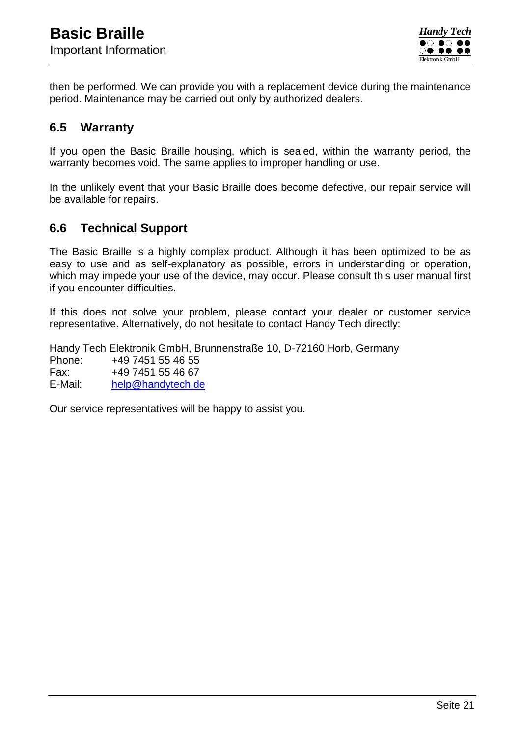then be performed. We can provide you with a replacement device during the maintenance period. Maintenance may be carried out only by authorized dealers.

## 6.5 Warranty

If you open the Basic Braille housing, which is sealed, within the warranty period, the warranty becomes void. The same applies to improper handling or use.

In the unlikely event that your Basic Braille does become defective, our repair service will be available for repairs.

## 6.6 Technical Support

The Basic Braille is a highly complex product. Although it has been optimized to be as easy to use and as self-explanatory as possible, errors in understanding or operation, which may impede your use of the device, may occur. Please consult this user manual first if you encounter difficulties.

If this does not solve your problem, please contact your dealer or customer service representative. Alternatively, do not hesitate to contact Handy Tech directly:

Handy Tech Elektronik GmbH, Brunnenstraße 10, D-72160 Horb, Germany
Phone: +49 7451 55 46 55
Fax: +49 7451 55 46 67
E-Mail: help@handytech.de

Our service representatives will be happy to assist you.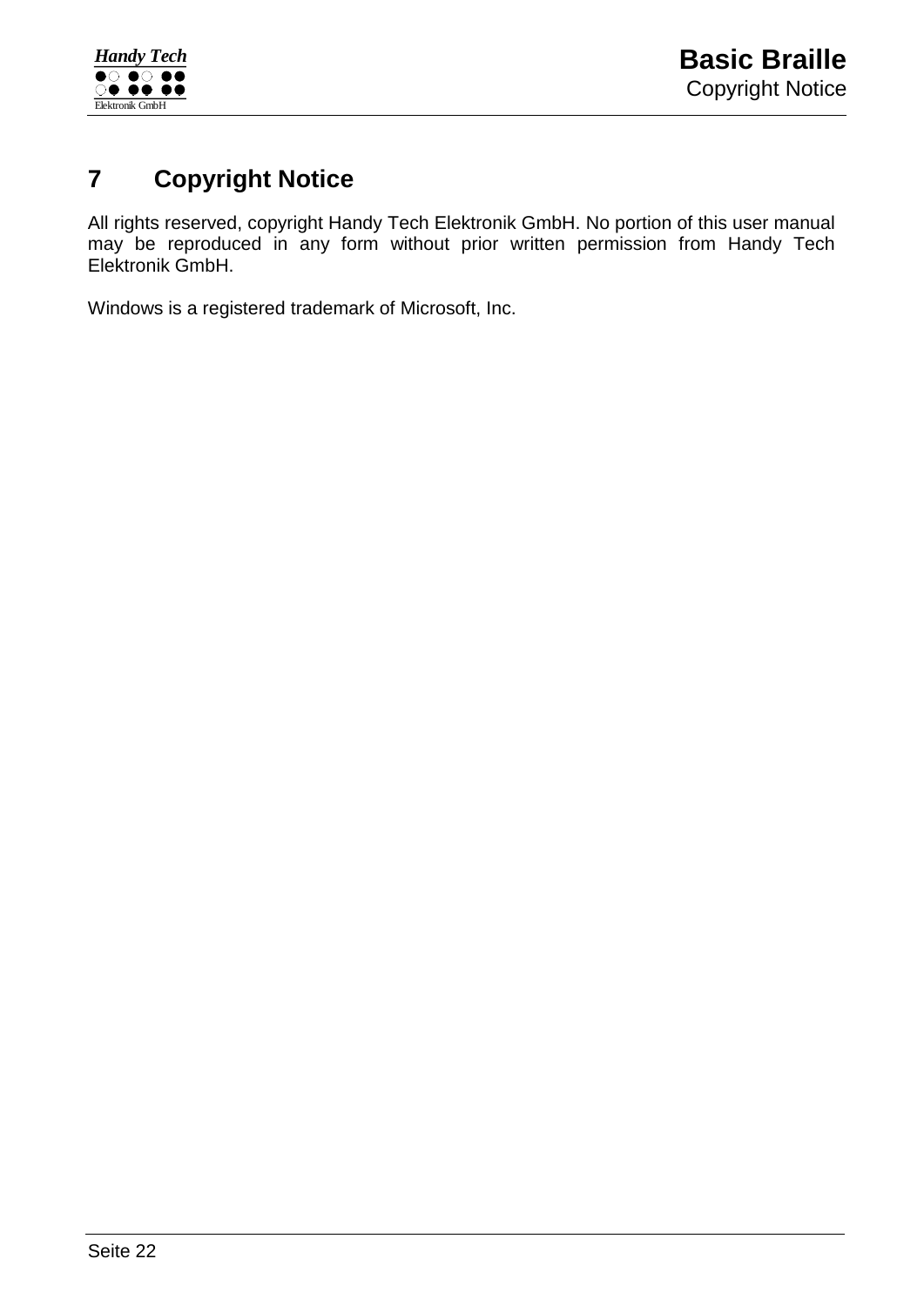# 7 Copyright Notice

All rights reserved, copyright Handy Tech Elektronik GmbH. No portion of this user manual may be reproduced in any form without prior written permission from Handy Tech Elektronik GmbH.

Windows is a registered trademark of Microsoft, Inc.